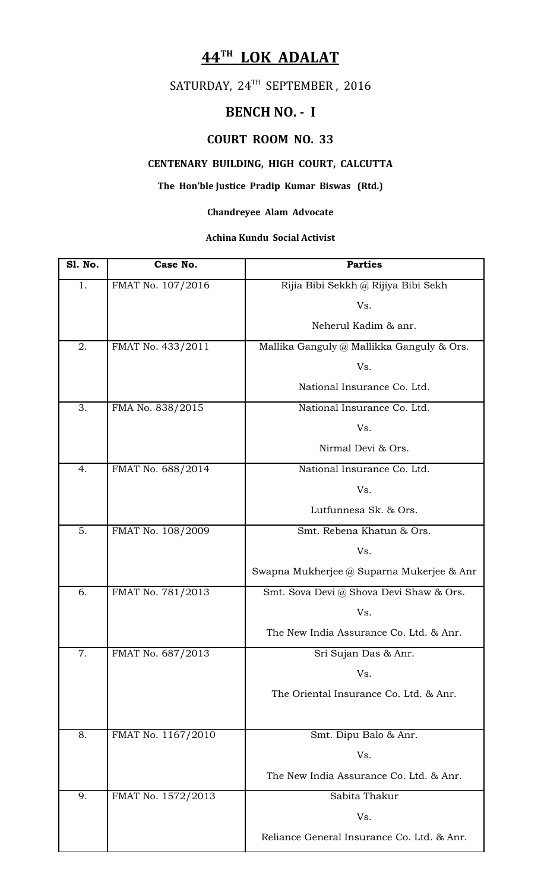# 44[TH] LOK ADALAT

SATURDAY, 24[TH] SEPTEMBER , 2016

## BENCH NO. - I

### COURT ROOM NO. 33

#### CENTENARY BUILDING, HIGH COURT, CALCUTTA

**The Hon'ble Justice Pradip Kumar Biswas (Rtd.)**

**Chandreyee Alam Advocate**

**Achina Kundu Social Activist**

| Sl. No. | Case No. | Parties |
|---|---|---|
| 1. | FMAT No. 107/2016 | Rijia Bibi Sekkh @ Rijiya Bibi Sekh<br>Vs.<br>Neherul Kadim & anr. |
| 2. | FMAT No. 433/2011 | Mallika Ganguly @ Mallikka Ganguly & Ors.<br>Vs.<br>National Insurance Co. Ltd. |
| 3. | FMA No. 838/2015 | National Insurance Co. Ltd.<br>Vs.<br>Nirmal Devi & Ors. |
| 4. | FMAT No. 688/2014 | National Insurance Co. Ltd.<br>Vs.<br>Lutfunnesa Sk. & Ors. |
| 5. | FMAT No. 108/2009 | Smt. Rebena Khatun & Ors.<br>Vs.<br>Swapna Mukherjee @ Suparna Mukerjee & Anr |
| 6. | FMAT No. 781/2013 | Smt. Sova Devi @ Shova Devi Shaw & Ors.<br>Vs.<br>The New India Assurance Co. Ltd. & Anr. |
| 7. | FMAT No. 687/2013 | Sri Sujan Das & Anr.<br>Vs.<br>The Oriental Insurance Co. Ltd. & Anr. |
| 8. | FMAT No. 1167/2010 | Smt. Dipu Balo & Anr.<br>Vs.<br>The New India Assurance Co. Ltd. & Anr. |
| 9. | FMAT No. 1572/2013 | Sabita Thakur<br>Vs.<br>Reliance General Insurance Co. Ltd. & Anr. |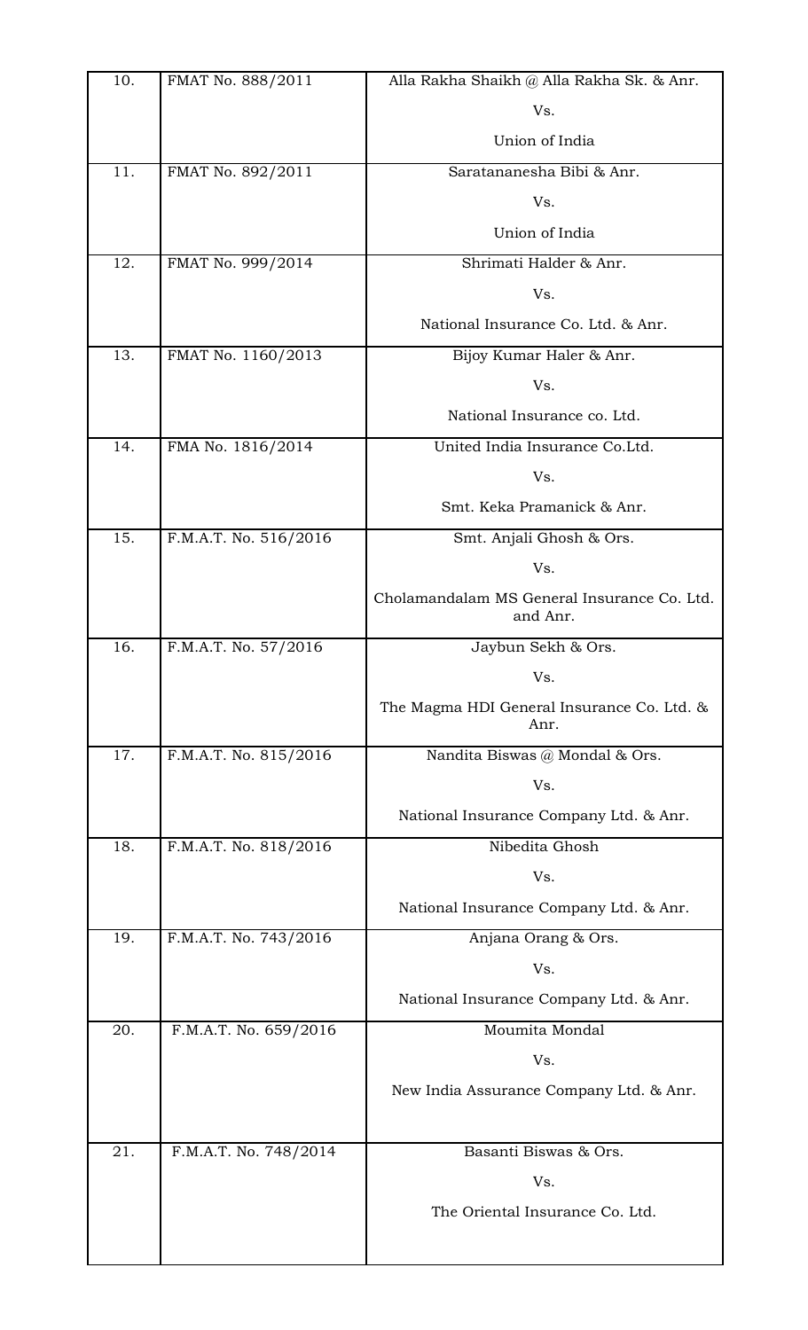| 10. | FMAT No. 888/2011 | Alla Rakha Shaikh @ Alla Rakha Sk. & Anr.<br>Vs.<br>Union of India |
|---|---|---|
| 11. | FMAT No. 892/2011 | Saratananesha Bibi & Anr.<br>Vs.<br>Union of India |
| 12. | FMAT No. 999/2014 | Shrimati Halder & Anr.<br>Vs.<br>National Insurance Co. Ltd. & Anr. |
| 13. | FMAT No. 1160/2013 | Bijoy Kumar Haler & Anr.<br>Vs.<br>National Insurance co. Ltd. |
| 14. | FMA No. 1816/2014 | United India Insurance Co.Ltd.<br>Vs.<br>Smt. Keka Pramanick & Anr. |
| 15. | F.M.A.T. No. 516/2016 | Smt. Anjali Ghosh & Ors.<br>Vs.<br>Cholamandalam MS General Insurance Co. Ltd. and Anr. |
| 16. | F.M.A.T. No. 57/2016 | Jaybun Sekh & Ors.<br>Vs.<br>The Magma HDI General Insurance Co. Ltd. & Anr. |
| 17. | F.M.A.T. No. 815/2016 | Nandita Biswas @ Mondal & Ors.<br>Vs.<br>National Insurance Company Ltd. & Anr. |
| 18. | F.M.A.T. No. 818/2016 | Nibedita Ghosh<br>Vs.<br>National Insurance Company Ltd. & Anr. |
| 19. | F.M.A.T. No. 743/2016 | Anjana Orang & Ors.<br>Vs.<br>National Insurance Company Ltd. & Anr. |
| 20. | F.M.A.T. No. 659/2016 | Moumita Mondal<br>Vs.<br>New India Assurance Company Ltd. & Anr. |
| 21. | F.M.A.T. No. 748/2014 | Basanti Biswas & Ors.<br>Vs.<br>The Oriental Insurance Co. Ltd. |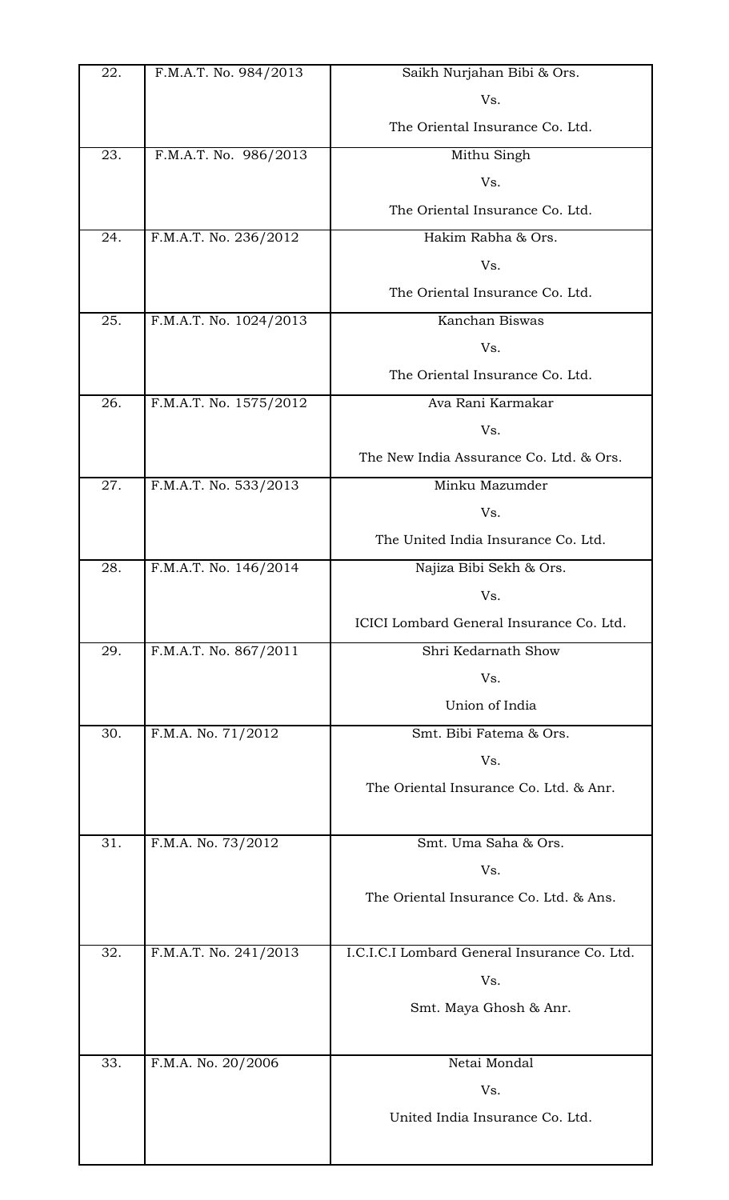| | | |
|---|---|---|
| 22. | F.M.A.T. No. 984/2013 | Saikh Nurjahan Bibi & Ors.<br>Vs.<br>The Oriental Insurance Co. Ltd. |
| 23. | F.M.A.T. No. 986/2013 | Mithu Singh<br>Vs.<br>The Oriental Insurance Co. Ltd. |
| 24. | F.M.A.T. No. 236/2012 | Hakim Rabha & Ors.<br>Vs.<br>The Oriental Insurance Co. Ltd. |
| 25. | F.M.A.T. No. 1024/2013 | Kanchan Biswas<br>Vs.<br>The Oriental Insurance Co. Ltd. |
| 26. | F.M.A.T. No. 1575/2012 | Ava Rani Karmakar<br>Vs.<br>The New India Assurance Co. Ltd. & Ors. |
| 27. | F.M.A.T. No. 533/2013 | Minku Mazumder<br>Vs.<br>The United India Insurance Co. Ltd. |
| 28. | F.M.A.T. No. 146/2014 | Najiza Bibi Sekh & Ors.<br>Vs.<br>ICICI Lombard General Insurance Co. Ltd. |
| 29. | F.M.A.T. No. 867/2011 | Shri Kedarnath Show<br>Vs.<br>Union of India |
| 30. | F.M.A. No. 71/2012 | Smt. Bibi Fatema & Ors.<br>Vs.<br>The Oriental Insurance Co. Ltd. & Anr. |
| 31. | F.M.A. No. 73/2012 | Smt. Uma Saha & Ors.<br>Vs.<br>The Oriental Insurance Co. Ltd. & Ans. |
| 32. | F.M.A.T. No. 241/2013 | I.C.I.C.I Lombard General Insurance Co. Ltd.<br>Vs.<br>Smt. Maya Ghosh & Anr. |
| 33. | F.M.A. No. 20/2006 | Netai Mondal<br>Vs.<br>United India Insurance Co. Ltd. |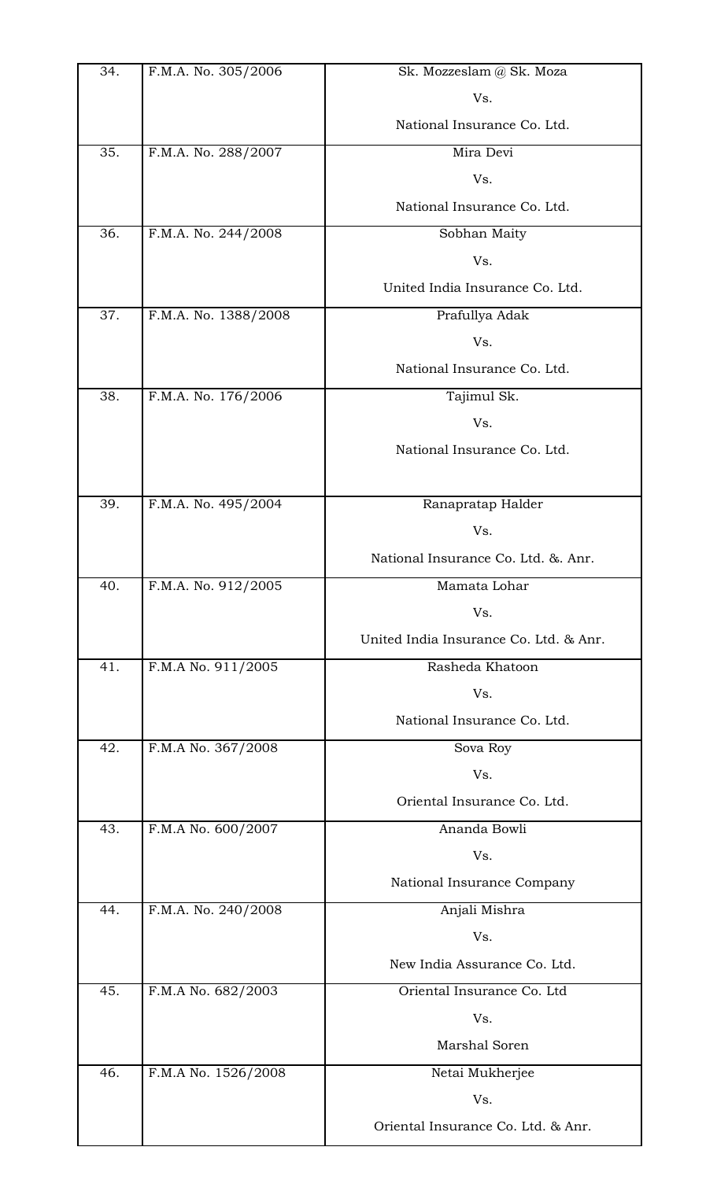| | | |
|---|---|---|
| 34. | F.M.A. No. 305/2006 | Sk. Mozzeslam @ Sk. Moza<br>Vs.<br>National Insurance Co. Ltd. |
| 35. | F.M.A. No. 288/2007 | Mira Devi<br>Vs.<br>National Insurance Co. Ltd. |
| 36. | F.M.A. No. 244/2008 | Sobhan Maity<br>Vs.<br>United India Insurance Co. Ltd. |
| 37. | F.M.A. No. 1388/2008 | Prafullya Adak<br>Vs.<br>National Insurance Co. Ltd. |
| 38. | F.M.A. No. 176/2006 | Tajimul Sk.<br>Vs.<br>National Insurance Co. Ltd. |
| 39. | F.M.A. No. 495/2004 | Ranapratap Halder<br>Vs.<br>National Insurance Co. Ltd. &. Anr. |
| 40. | F.M.A. No. 912/2005 | Mamata Lohar<br>Vs.<br>United India Insurance Co. Ltd. & Anr. |
| 41. | F.M.A No. 911/2005 | Rasheda Khatoon<br>Vs.<br>National Insurance Co. Ltd. |
| 42. | F.M.A No. 367/2008 | Sova Roy<br>Vs.<br>Oriental Insurance Co. Ltd. |
| 43. | F.M.A No. 600/2007 | Ananda Bowli<br>Vs.<br>National Insurance Company |
| 44. | F.M.A. No. 240/2008 | Anjali Mishra<br>Vs.<br>New India Assurance Co. Ltd. |
| 45. | F.M.A No. 682/2003 | Oriental Insurance Co. Ltd<br>Vs.<br>Marshal Soren |
| 46. | F.M.A No. 1526/2008 | Netai Mukherjee<br>Vs.<br>Oriental Insurance Co. Ltd. & Anr. |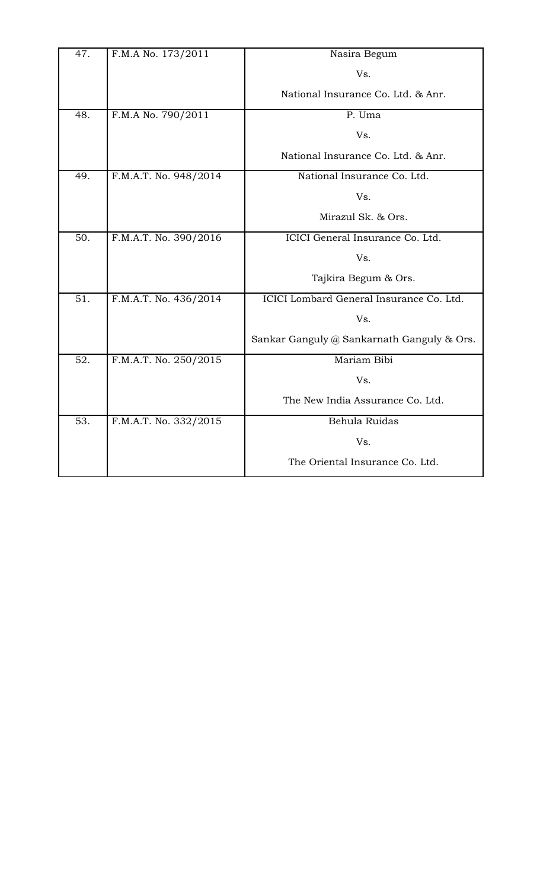| 47. | F.M.A No. 173/2011 | Nasira Begum<br>Vs.<br>National Insurance Co. Ltd. & Anr. |
|---|---|---|
| 48. | F.M.A No. 790/2011 | P. Uma<br>Vs.<br>National Insurance Co. Ltd. & Anr. |
| 49. | F.M.A.T. No. 948/2014 | National Insurance Co. Ltd.<br>Vs.<br>Mirazul Sk. & Ors. |
| 50. | F.M.A.T. No. 390/2016 | ICICI General Insurance Co. Ltd.<br>Vs.<br>Tajkira Begum & Ors. |
| 51. | F.M.A.T. No. 436/2014 | ICICI Lombard General Insurance Co. Ltd.<br>Vs.<br>Sankar Ganguly @ Sankarnath Ganguly & Ors. |
| 52. | F.M.A.T. No. 250/2015 | Mariam Bibi<br>Vs.<br>The New India Assurance Co. Ltd. |
| 53. | F.M.A.T. No. 332/2015 | Behula Ruidas<br>Vs.<br>The Oriental Insurance Co. Ltd. |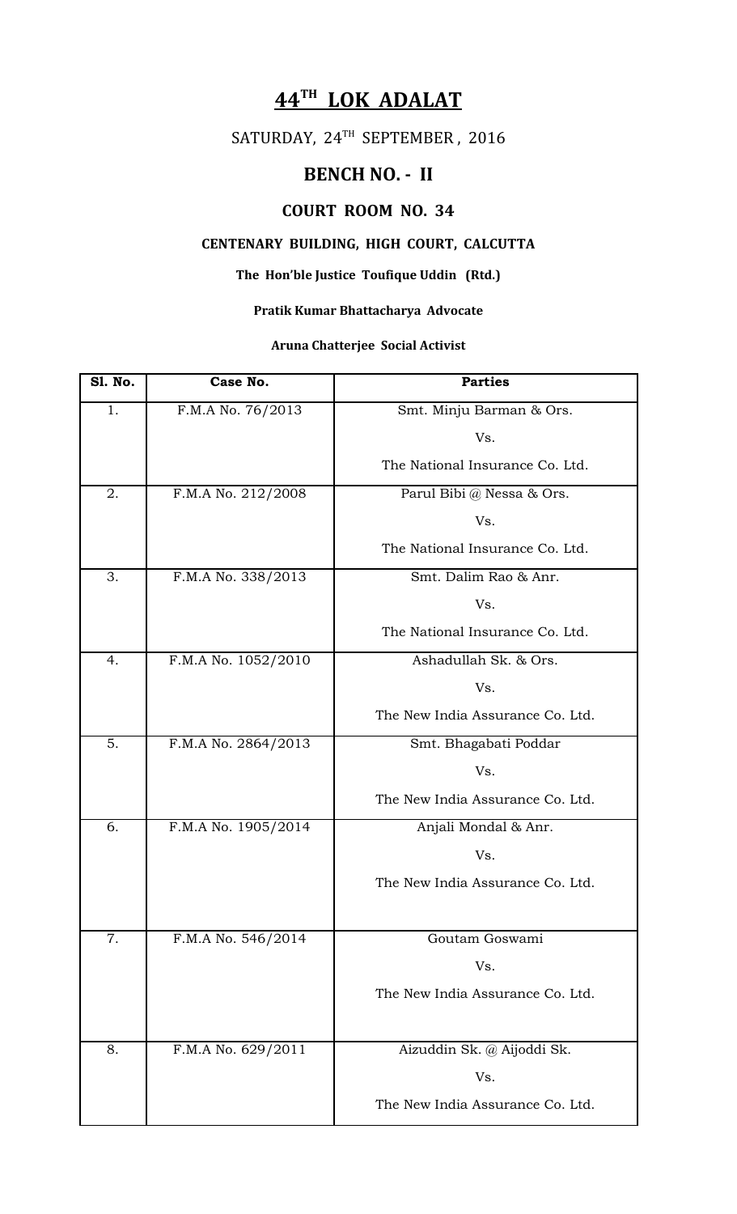# 44TH LOK ADALAT

SATURDAY, 24TH SEPTEMBER , 2016

## BENCH NO. - II

### COURT ROOM NO. 34

**CENTENARY BUILDING, HIGH COURT, CALCUTTA**

**The Hon'ble Justice Toufique Uddin (Rtd.)**

**Pratik Kumar Bhattacharya Advocate**

**Aruna Chatterjee Social Activist**

| Sl. No. | Case No. | Parties |
|---|---|---|
| 1. | F.M.A No. 76/2013 | Smt. Minju Barman & Ors.<br>Vs.<br>The National Insurance Co. Ltd. |
| 2. | F.M.A No. 212/2008 | Parul Bibi @ Nessa & Ors.<br>Vs.<br>The National Insurance Co. Ltd. |
| 3. | F.M.A No. 338/2013 | Smt. Dalim Rao & Anr.<br>Vs.<br>The National Insurance Co. Ltd. |
| 4. | F.M.A No. 1052/2010 | Ashadullah Sk. & Ors.<br>Vs.<br>The New India Assurance Co. Ltd. |
| 5. | F.M.A No. 2864/2013 | Smt. Bhagabati Poddar<br>Vs.<br>The New India Assurance Co. Ltd. |
| 6. | F.M.A No. 1905/2014 | Anjali Mondal & Anr.<br>Vs.<br>The New India Assurance Co. Ltd. |
| 7. | F.M.A No. 546/2014 | Goutam Goswami<br>Vs.<br>The New India Assurance Co. Ltd. |
| 8. | F.M.A No. 629/2011 | Aizuddin Sk. @ Aijoddi Sk.<br>Vs.<br>The New India Assurance Co. Ltd. |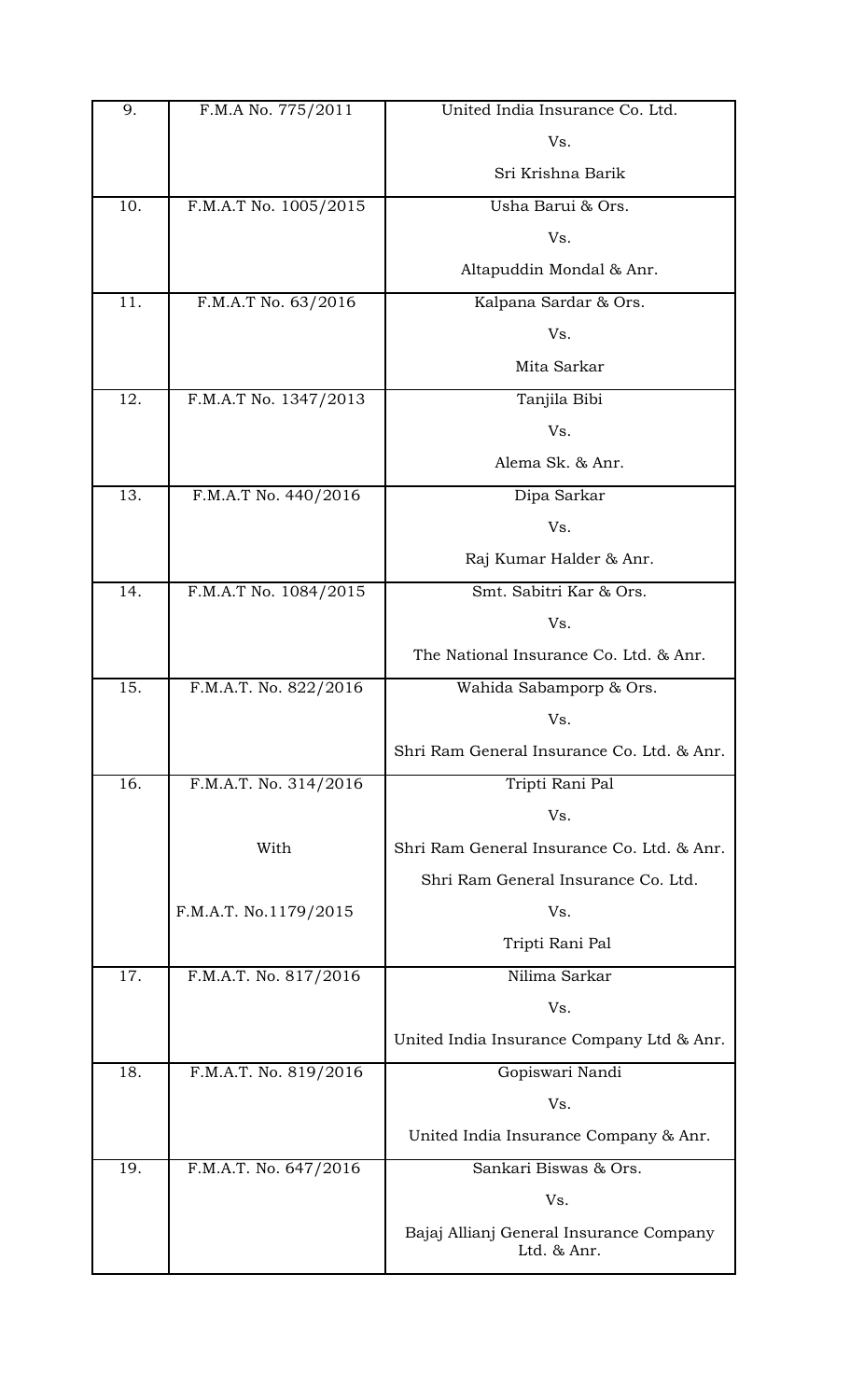| 9. | F.M.A No. 775/2011 | United India Insurance Co. Ltd. |
|---|---|---|
| | | Vs. |
| | | Sri Krishna Barik |
| 10. | F.M.A.T No. 1005/2015 | Usha Barui & Ors. |
| | | Vs. |
| | | Altapuddin Mondal & Anr. |
| 11. | F.M.A.T No. 63/2016 | Kalpana Sardar & Ors. |
| | | Vs. |
| | | Mita Sarkar |
| 12. | F.M.A.T No. 1347/2013 | Tanjila Bibi |
| | | Vs. |
| | | Alema Sk. & Anr. |
| 13. | F.M.A.T No. 440/2016 | Dipa Sarkar |
| | | Vs. |
| | | Raj Kumar Halder & Anr. |
| 14. | F.M.A.T No. 1084/2015 | Smt. Sabitri Kar & Ors. |
| | | Vs. |
| | | The National Insurance Co. Ltd. & Anr. |
| 15. | F.M.A.T. No. 822/2016 | Wahida Sabamporp & Ors. |
| | | Vs. |
| | | Shri Ram General Insurance Co. Ltd. & Anr. |
| 16. | F.M.A.T. No. 314/2016 | Tripti Rani Pal |
| | | Vs. |
| | With | Shri Ram General Insurance Co. Ltd. & Anr. |
| | | Shri Ram General Insurance Co. Ltd. |
| | F.M.A.T. No.1179/2015 | Vs. |
| | | Tripti Rani Pal |
| 17. | F.M.A.T. No. 817/2016 | Nilima Sarkar |
| | | Vs. |
| | | United India Insurance Company Ltd & Anr. |
| 18. | F.M.A.T. No. 819/2016 | Gopiswari Nandi |
| | | Vs. |
| | | United India Insurance Company & Anr. |
| 19. | F.M.A.T. No. 647/2016 | Sankari Biswas & Ors. |
| | | Vs. |
| | | Bajaj Allianj General Insurance Company Ltd. & Anr. |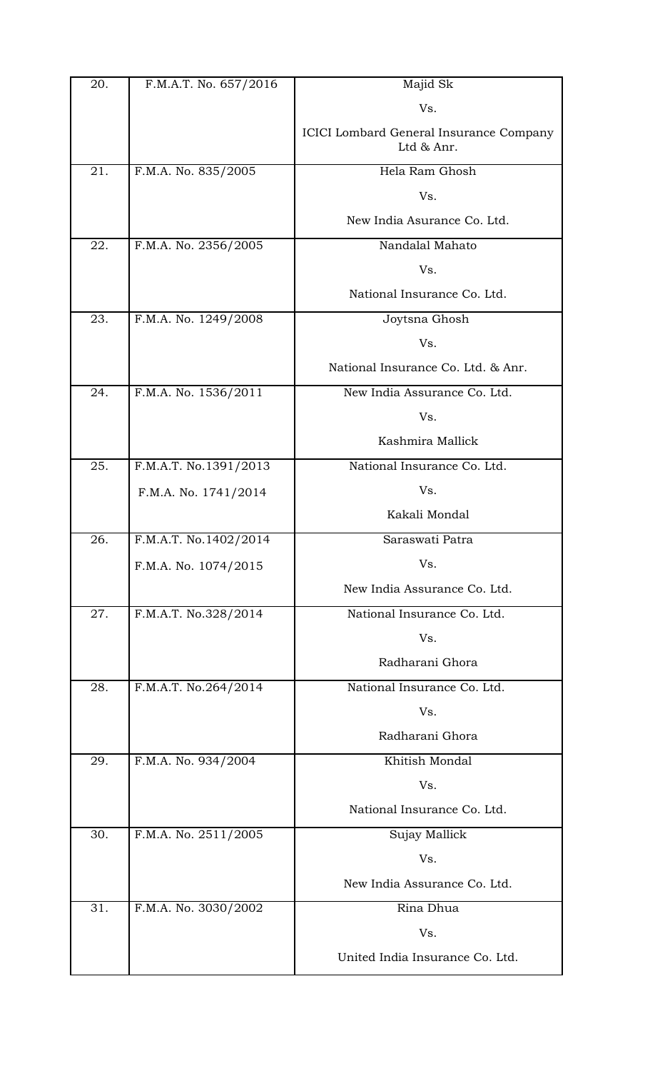| 20. | F.M.A.T. No. 657/2016 | Majid Sk<br>Vs.<br>ICICI Lombard General Insurance Company Ltd & Anr. |
|---|---|---|
| 21. | F.M.A. No. 835/2005 | Hela Ram Ghosh<br>Vs.<br>New India Asurance Co. Ltd. |
| 22. | F.M.A. No. 2356/2005 | Nandalal Mahato<br>Vs.<br>National Insurance Co. Ltd. |
| 23. | F.M.A. No. 1249/2008 | Joytsna Ghosh<br>Vs.<br>National Insurance Co. Ltd. & Anr. |
| 24. | F.M.A. No. 1536/2011 | New India Assurance Co. Ltd.<br>Vs.<br>Kashmira Mallick |
| 25. | F.M.A.T. No.1391/2013<br>F.M.A. No. 1741/2014 | National Insurance Co. Ltd.<br>Vs.<br>Kakali Mondal |
| 26. | F.M.A.T. No.1402/2014<br>F.M.A. No. 1074/2015 | Saraswati Patra<br>Vs.<br>New India Assurance Co. Ltd. |
| 27. | F.M.A.T. No.328/2014 | National Insurance Co. Ltd.<br>Vs.<br>Radharani Ghora |
| 28. | F.M.A.T. No.264/2014 | National Insurance Co. Ltd.<br>Vs.<br>Radharani Ghora |
| 29. | F.M.A. No. 934/2004 | Khitish Mondal<br>Vs.<br>National Insurance Co. Ltd. |
| 30. | F.M.A. No. 2511/2005 | Sujay Mallick<br>Vs.<br>New India Assurance Co. Ltd. |
| 31. | F.M.A. No. 3030/2002 | Rina Dhua<br>Vs.<br>United India Insurance Co. Ltd. |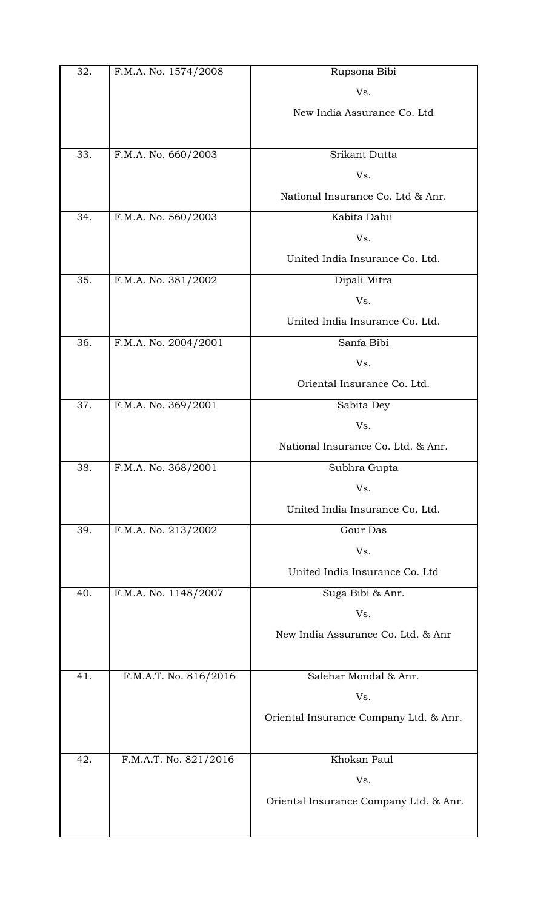| 32. | F.M.A. No. 1574/2008 | Rupsona Bibi<br>Vs.<br>New India Assurance Co. Ltd |
|---|---|---|
| 33. | F.M.A. No. 660/2003 | Srikant Dutta<br>Vs.<br>National Insurance Co. Ltd & Anr. |
| 34. | F.M.A. No. 560/2003 | Kabita Dalui<br>Vs.<br>United India Insurance Co. Ltd. |
| 35. | F.M.A. No. 381/2002 | Dipali Mitra<br>Vs.<br>United India Insurance Co. Ltd. |
| 36. | F.M.A. No. 2004/2001 | Sanfa Bibi<br>Vs.<br>Oriental Insurance Co. Ltd. |
| 37. | F.M.A. No. 369/2001 | Sabita Dey<br>Vs.<br>National Insurance Co. Ltd. & Anr. |
| 38. | F.M.A. No. 368/2001 | Subhra Gupta<br>Vs.<br>United India Insurance Co. Ltd. |
| 39. | F.M.A. No. 213/2002 | Gour Das<br>Vs.<br>United India Insurance Co. Ltd |
| 40. | F.M.A. No. 1148/2007 | Suga Bibi & Anr.<br>Vs.<br>New India Assurance Co. Ltd. & Anr |
| 41. | F.M.A.T. No. 816/2016 | Salehar Mondal & Anr.<br>Vs.<br>Oriental Insurance Company Ltd. & Anr. |
| 42. | F.M.A.T. No. 821/2016 | Khokan Paul<br>Vs.<br>Oriental Insurance Company Ltd. & Anr. |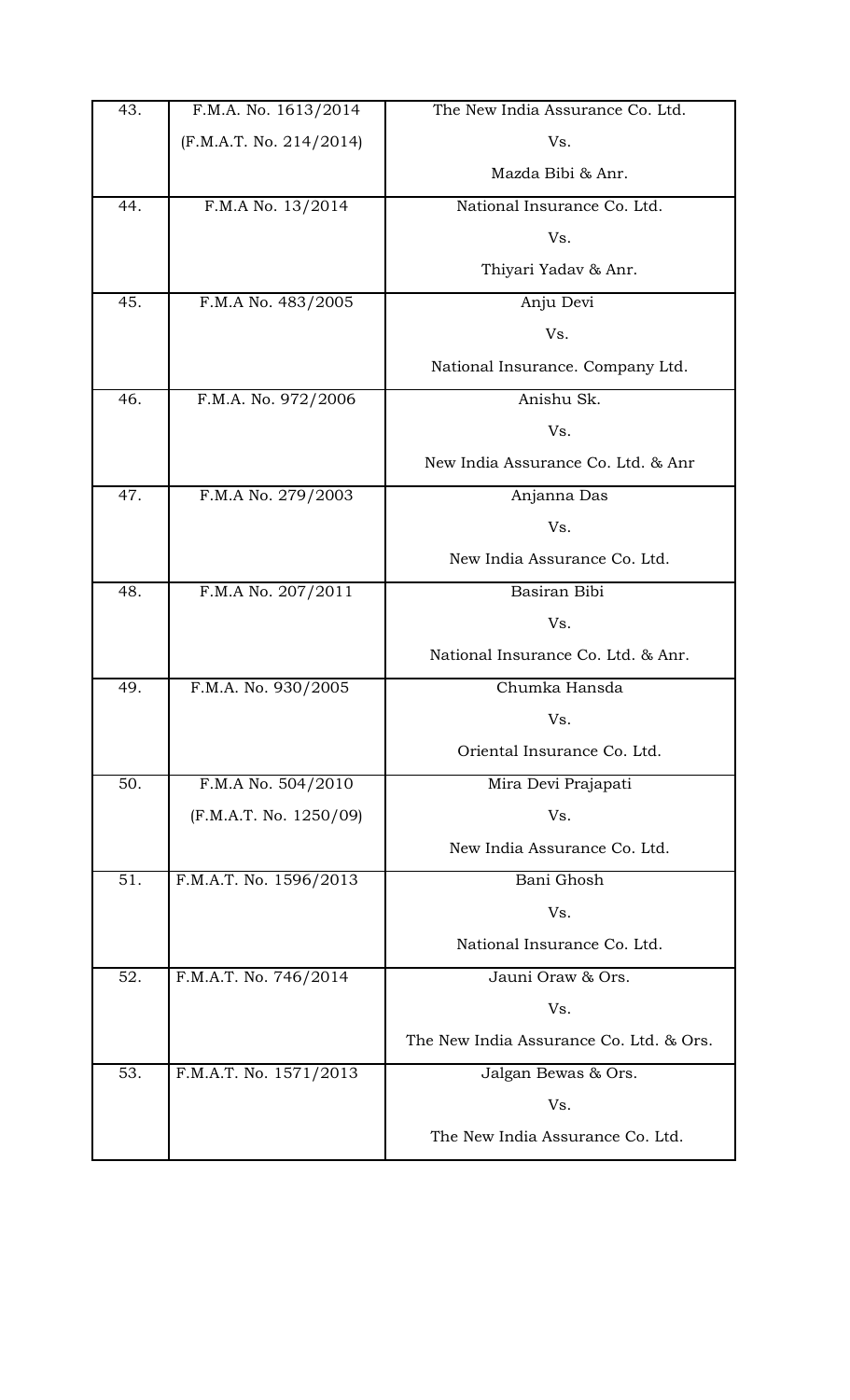| | | |
|---|---|---|
| 43. | F.M.A. No. 1613/2014<br>(F.M.A.T. No. 214/2014) | The New India Assurance Co. Ltd.<br>Vs.<br>Mazda Bibi & Anr. |
| 44. | F.M.A No. 13/2014 | National Insurance Co. Ltd.<br>Vs.<br>Thiyari Yadav & Anr. |
| 45. | F.M.A No. 483/2005 | Anju Devi<br>Vs.<br>National Insurance. Company Ltd. |
| 46. | F.M.A. No. 972/2006 | Anishu Sk.<br>Vs.<br>New India Assurance Co. Ltd. & Anr |
| 47. | F.M.A No. 279/2003 | Anjanna Das<br>Vs.<br>New India Assurance Co. Ltd. |
| 48. | F.M.A No. 207/2011 | Basiran Bibi<br>Vs.<br>National Insurance Co. Ltd. & Anr. |
| 49. | F.M.A. No. 930/2005 | Chumka Hansda<br>Vs.<br>Oriental Insurance Co. Ltd. |
| 50. | F.M.A No. 504/2010<br>(F.M.A.T. No. 1250/09) | Mira Devi Prajapati<br>Vs.<br>New India Assurance Co. Ltd. |
| 51. | F.M.A.T. No. 1596/2013 | Bani Ghosh<br>Vs.<br>National Insurance Co. Ltd. |
| 52. | F.M.A.T. No. 746/2014 | Jauni Oraw & Ors.<br>Vs.<br>The New India Assurance Co. Ltd. & Ors. |
| 53. | F.M.A.T. No. 1571/2013 | Jalgan Bewas & Ors.<br>Vs.<br>The New India Assurance Co. Ltd. |